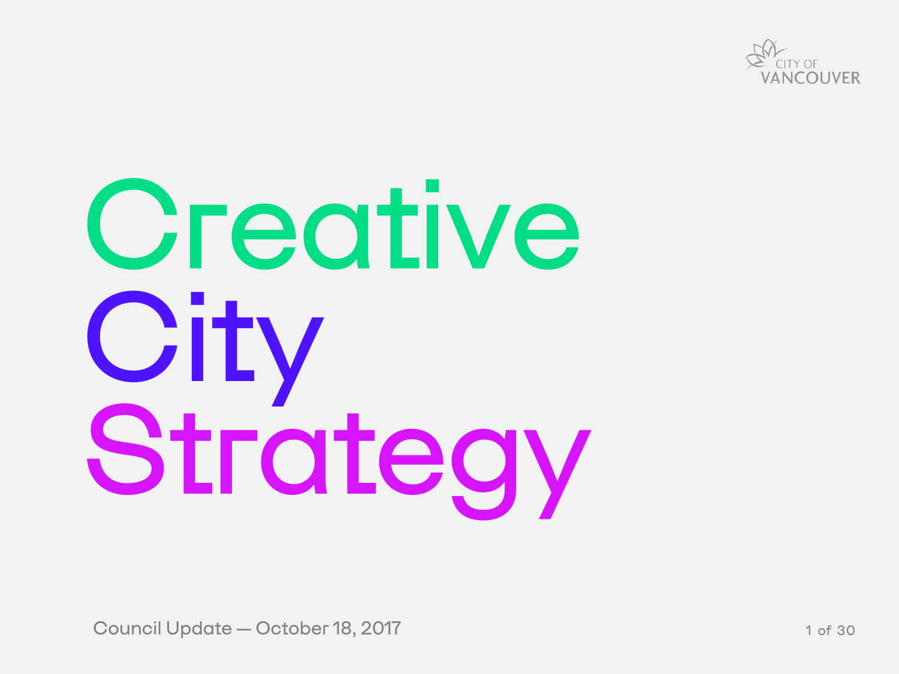CITY OF VANCOUVER

# Creative City Strategy

Council Update — October 18, 2017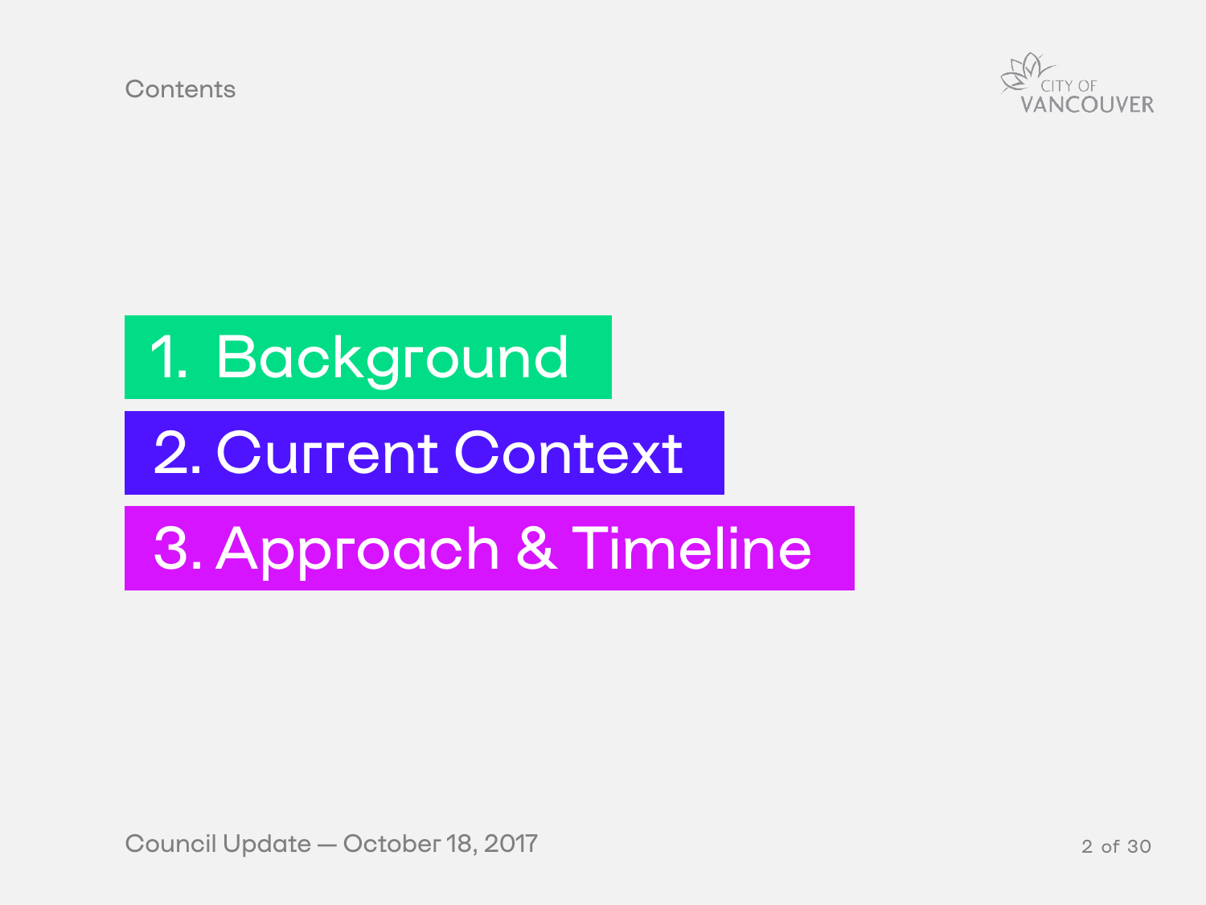# Contents

1. Background
2. Current Context
3. Approach & Timeline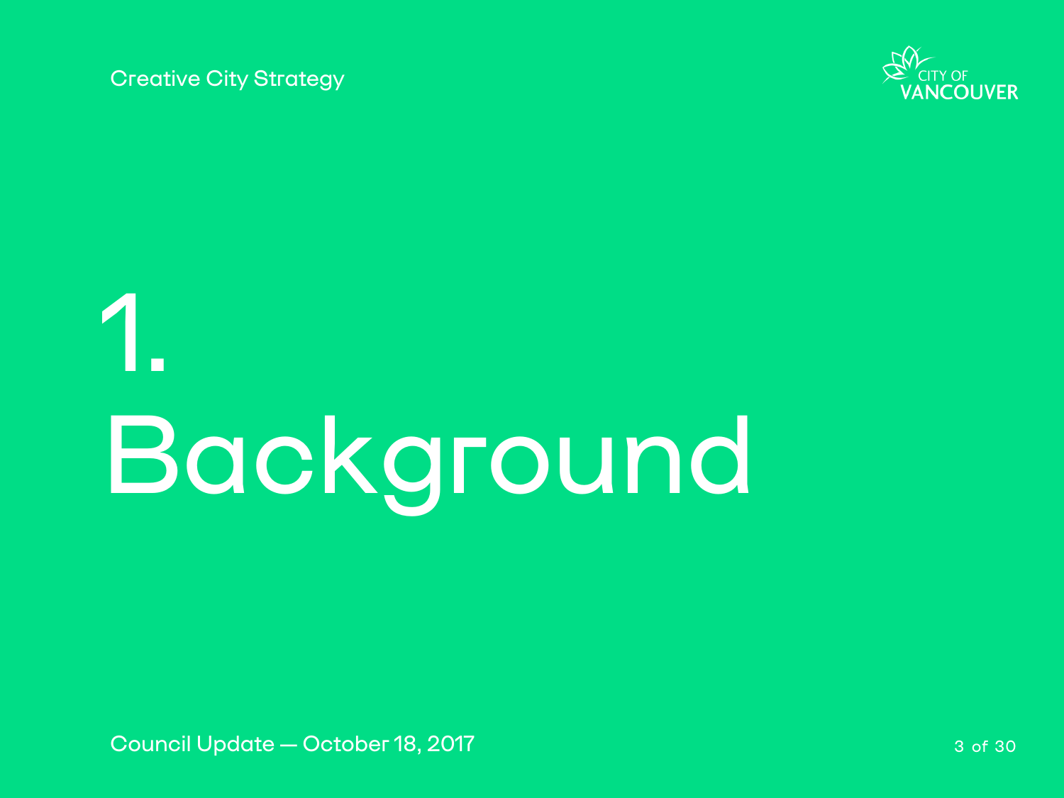# 1. Background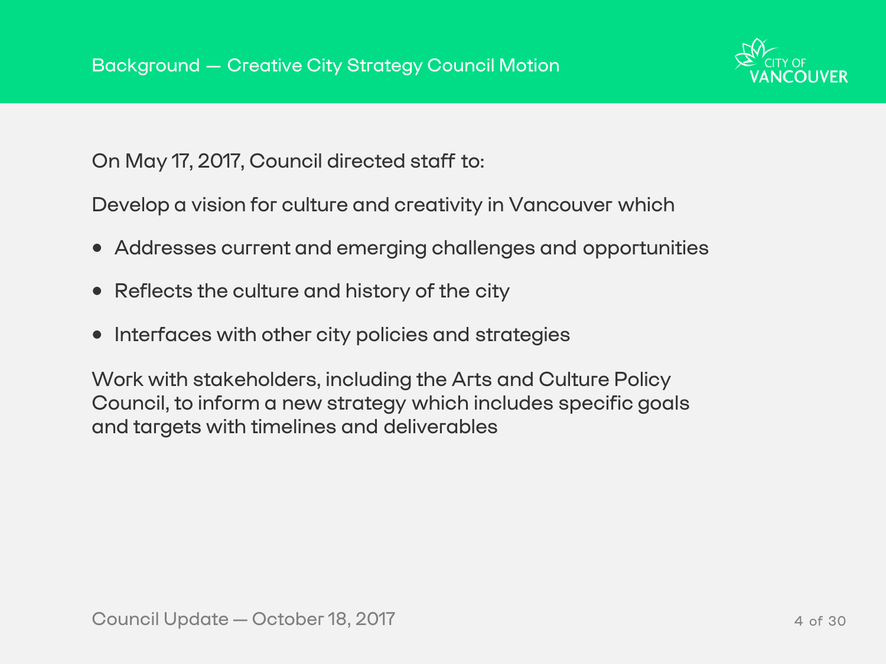## Background — Creative City Strategy Council Motion

On May 17, 2017, Council directed staff to:

Develop a vision for culture and creativity in Vancouver which

- Addresses current and emerging challenges and opportunities
- Reflects the culture and history of the city
- Interfaces with other city policies and strategies

Work with stakeholders, including the Arts and Culture Policy Council, to inform a new strategy which includes specific goals and targets with timelines and deliverables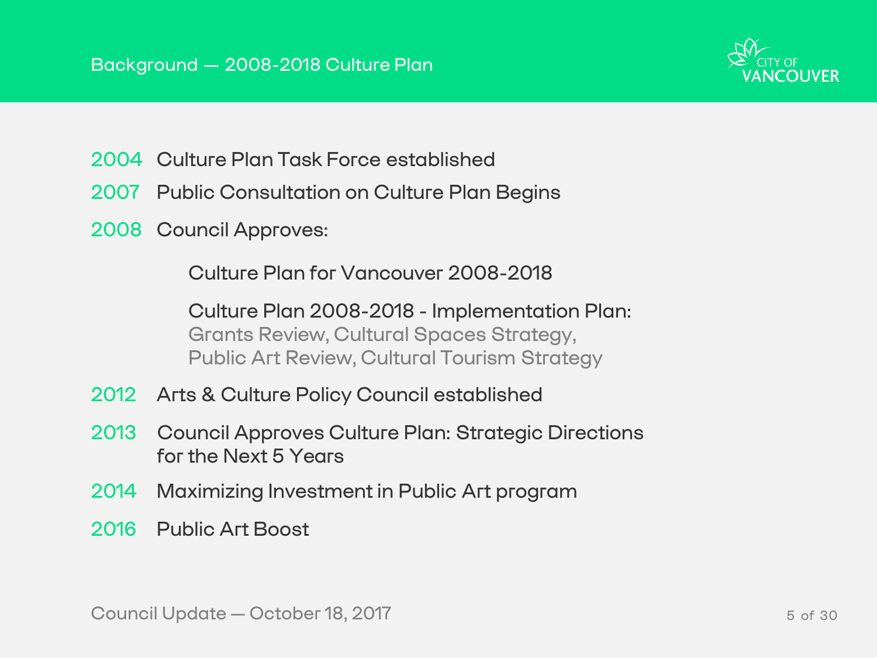## Background — 2008-2018 Culture Plan

- **2004** Culture Plan Task Force established
- **2007** Public Consultation on Culture Plan Begins
- **2008** Council Approves:

  Culture Plan for Vancouver 2008-2018

  Culture Plan 2008-2018 - Implementation Plan:
  Grants Review, Cultural Spaces Strategy,
  Public Art Review, Cultural Tourism Strategy

- **2012** Arts & Culture Policy Council established
- **2013** Council Approves Culture Plan: Strategic Directions for the Next 5 Years
- **2014** Maximizing Investment in Public Art program
- **2016** Public Art Boost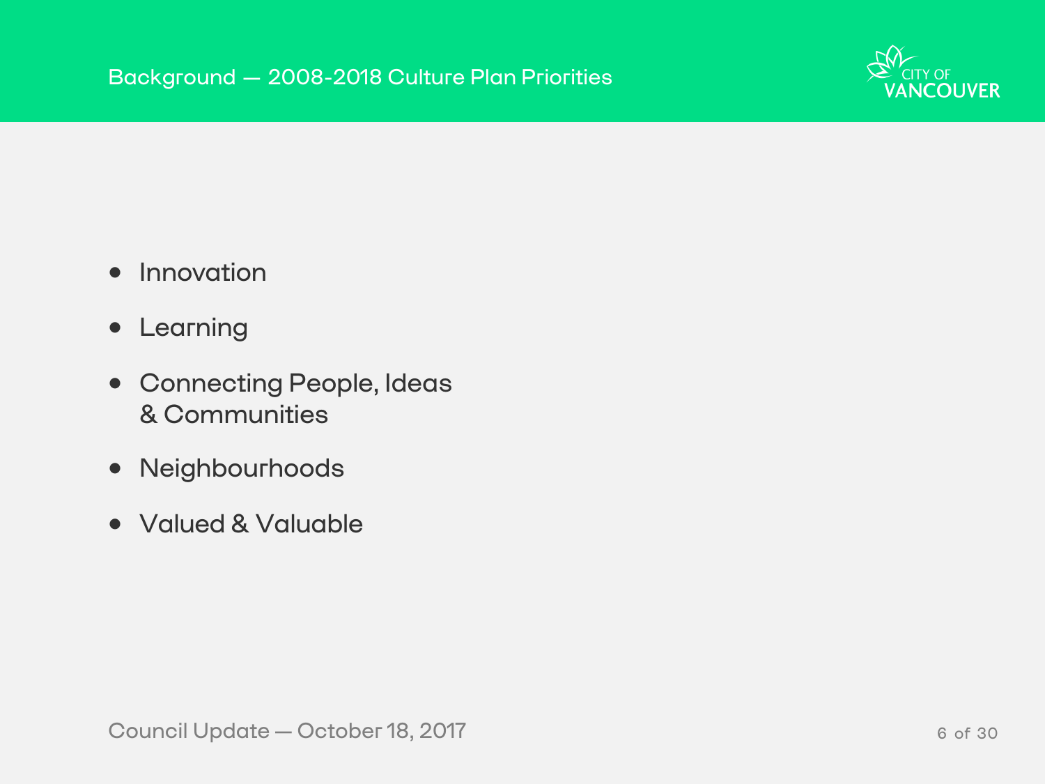# Background — 2008-2018 Culture Plan Priorities

- Innovation
- Learning
- Connecting People, Ideas & Communities
- Neighbourhoods
- Valued & Valuable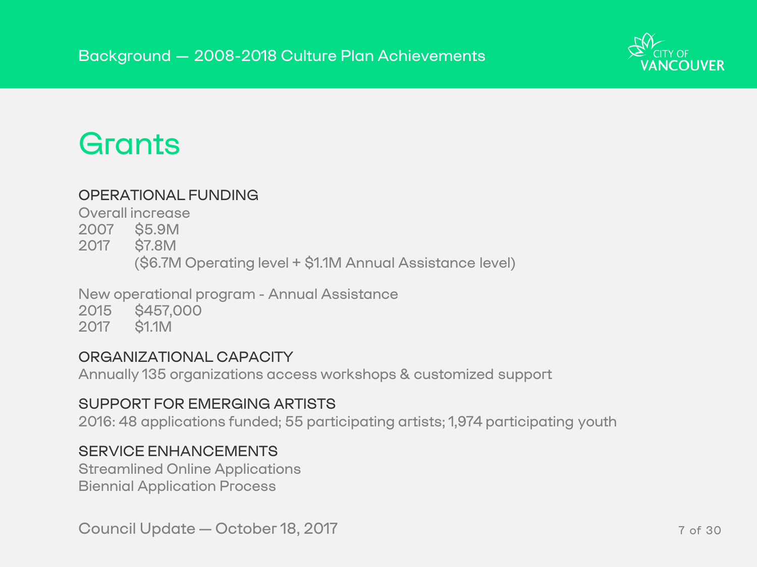Background — 2008-2018 Culture Plan Achievements

# Grants

## OPERATIONAL FUNDING

Overall increase

2007 $5.9M
2017 $7.8M
($6.7M Operating level + $1.1M Annual Assistance level)

New operational program - Annual Assistance

2015 $457,000
2017 $1.1M

## ORGANIZATIONAL CAPACITY

Annually 135 organizations access workshops & customized support

## SUPPORT FOR EMERGING ARTISTS

2016: 48 applications funded; 55 participating artists; 1,974 participating youth

## SERVICE ENHANCEMENTS

Streamlined Online Applications
Biennial Application Process

Council Update — October 18, 2017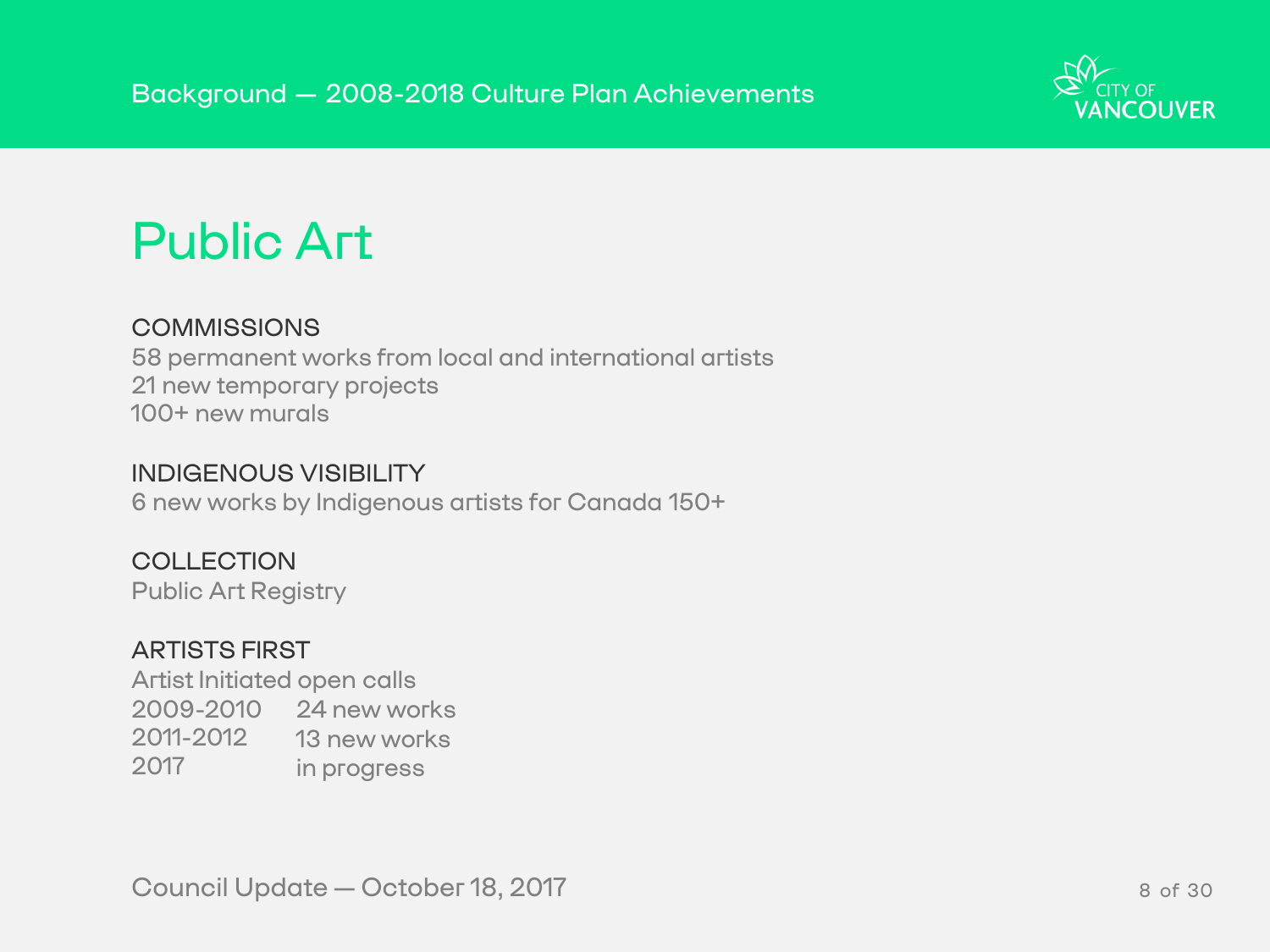Background — 2008-2018 Culture Plan Achievements

# Public Art

### COMMISSIONS

58 permanent works from local and international artists
21 new temporary projects
100+ new murals

### INDIGENOUS VISIBILITY

6 new works by Indigenous artists for Canada 150+

### COLLECTION

Public Art Registry

### ARTISTS FIRST

Artist Initiated open calls

| | |
|---|---|
| 2009-2010 | 24 new works |
| 2011-2012 | 13 new works |
| 2017 | in progress |

Council Update — October 18, 2017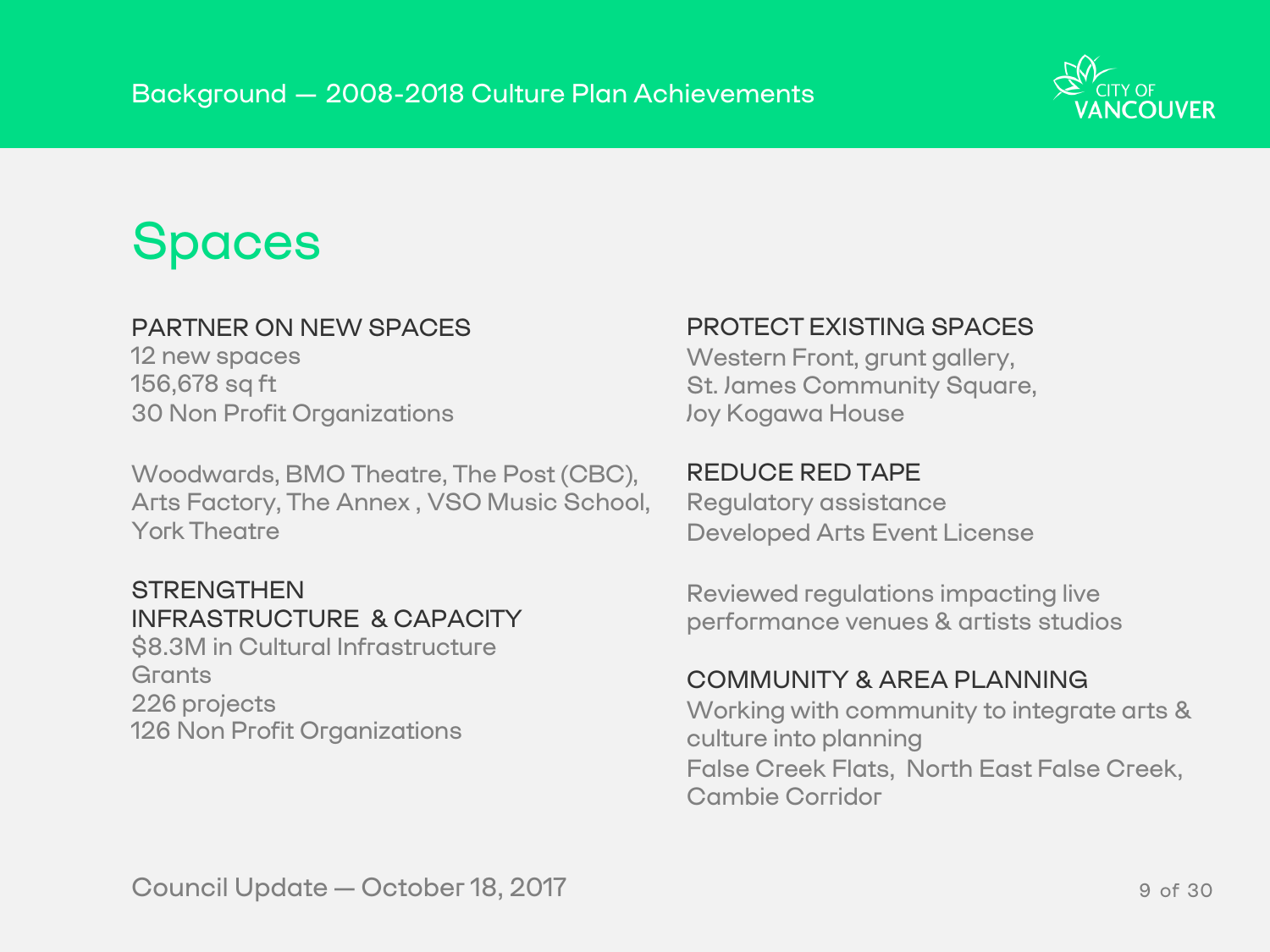Background — 2008-2018 Culture Plan Achievements

# Spaces

### PARTNER ON NEW SPACES

12 new spaces
156,678 sq ft
30 Non Profit Organizations

Woodwards, BMO Theatre, The Post (CBC), Arts Factory, The Annex , VSO Music School, York Theatre

### STRENGTHEN INFRASTRUCTURE & CAPACITY

$8.3M in Cultural Infrastructure Grants
226 projects
126 Non Profit Organizations

### PROTECT EXISTING SPACES

Western Front, grunt gallery, St. James Community Square, Joy Kogawa House

### REDUCE RED TAPE

Regulatory assistance
Developed Arts Event License

Reviewed regulations impacting live performance venues & artists studios

### COMMUNITY & AREA PLANNING

Working with community to integrate arts & culture into planning
False Creek Flats, North East False Creek, Cambie Corridor

Council Update — October 18, 2017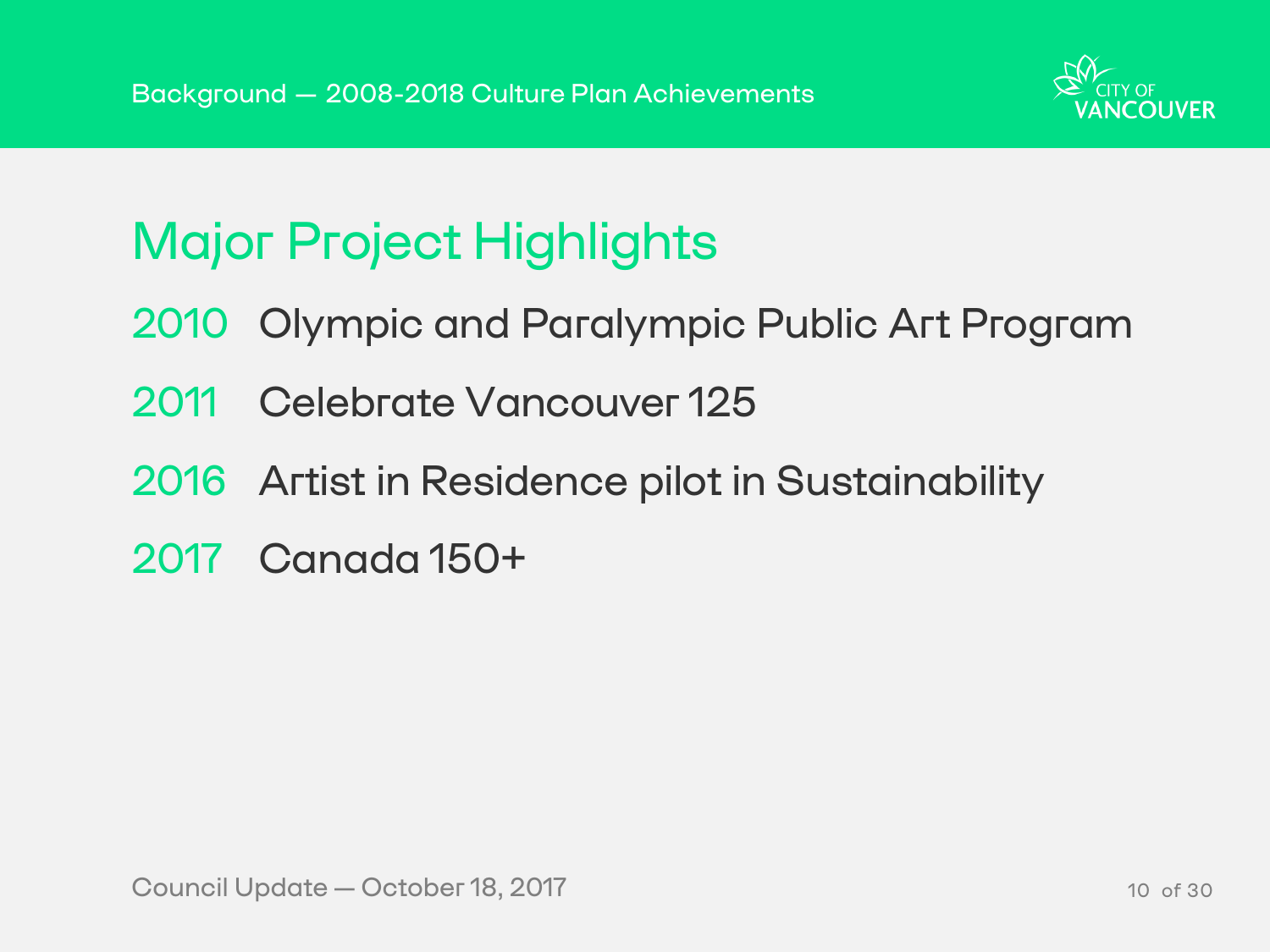Background — 2008-2018 Culture Plan Achievements

# Major Project Highlights

- 2010 Olympic and Paralympic Public Art Program
- 2011 Celebrate Vancouver 125
- 2016 Artist in Residence pilot in Sustainability
- 2017 Canada 150+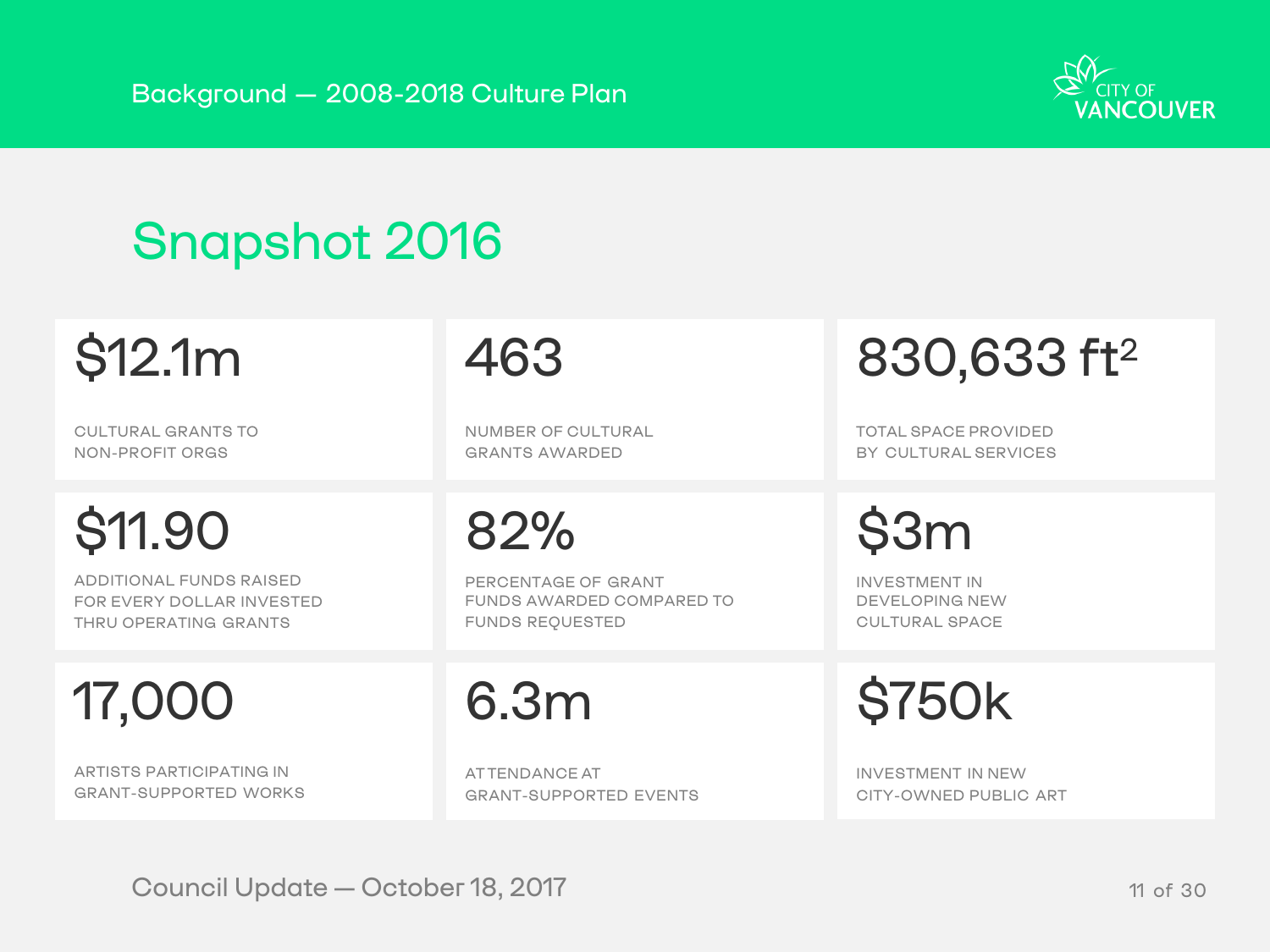Background — 2008-2018 Culture Plan

CITY OF VANCOUVER

# Snapshot 2016

**$12.1m**
CULTURAL GRANTS TO NON-PROFIT ORGS

**463**
NUMBER OF CULTURAL GRANTS AWARDED

**830,633 $ft^2$**
TOTAL SPACE PROVIDED BY CULTURAL SERVICES

**$11.90**
ADDITIONAL FUNDS RAISED FOR EVERY DOLLAR INVESTED THRU OPERATING GRANTS

**82%**
PERCENTAGE OF GRANT FUNDS AWARDED COMPARED TO FUNDS REQUESTED

**$3m**
INVESTMENT IN DEVELOPING NEW CULTURAL SPACE

**17,000**
ARTISTS PARTICIPATING IN GRANT-SUPPORTED WORKS

**6.3m**
ATTENDANCE AT GRANT-SUPPORTED EVENTS

**$750k**
INVESTMENT IN NEW CITY-OWNED PUBLIC ART

Council Update — October 18, 2017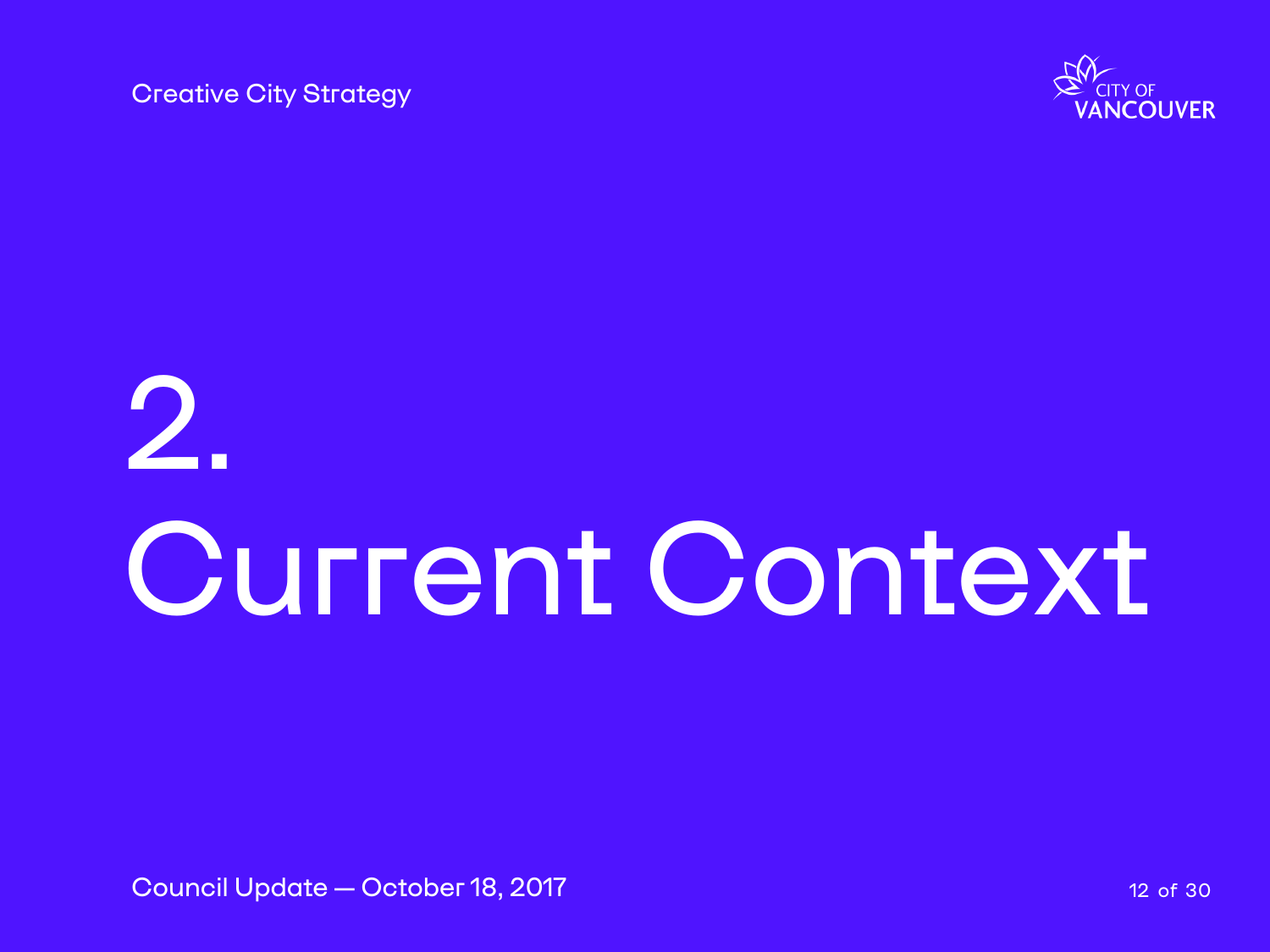# 2. Current Context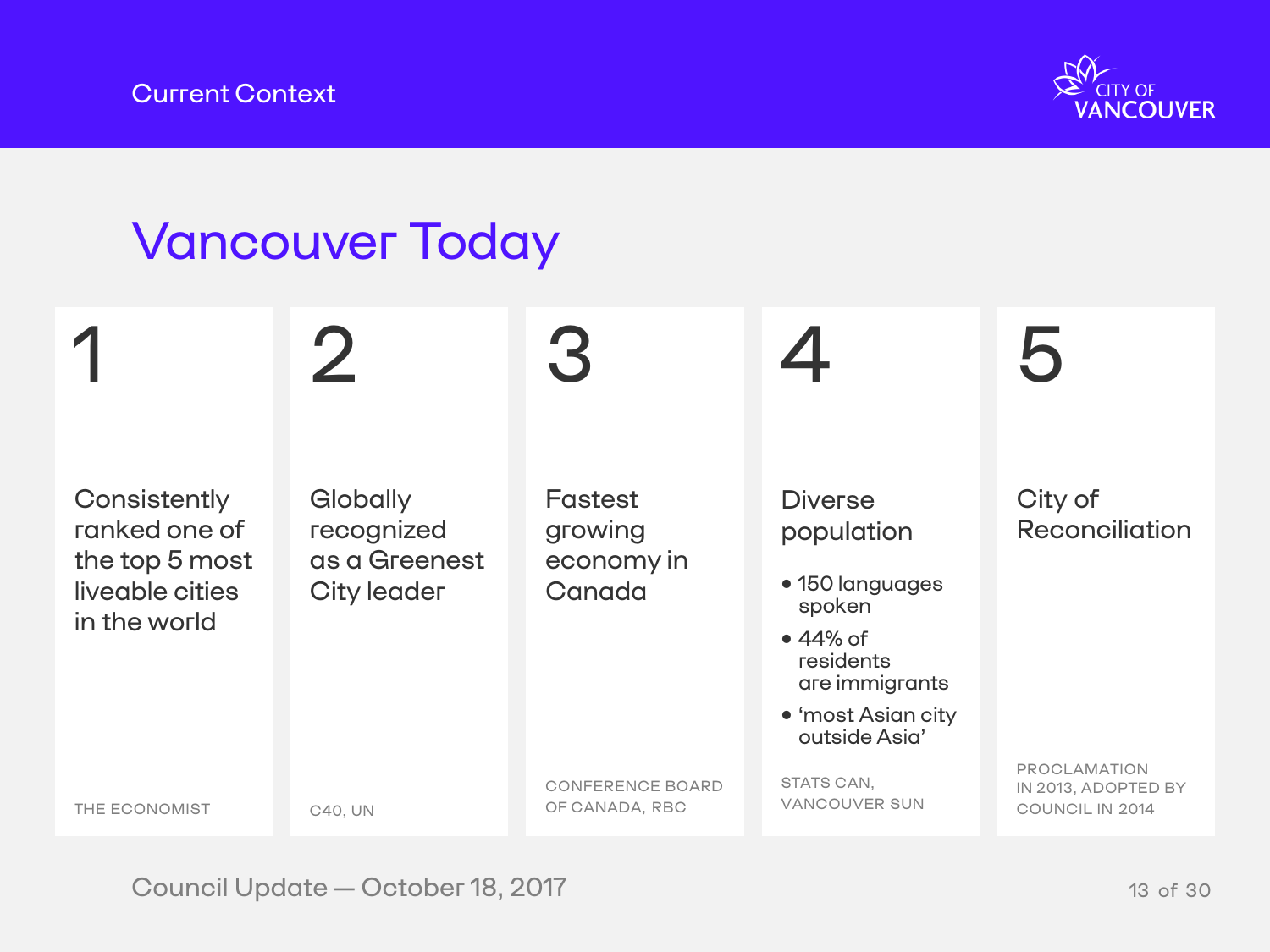Current Context

# Vancouver Today

## 1

Consistently ranked one of the top 5 most liveable cities in the world

THE ECONOMIST

## 2

Globally recognized as a Greenest City leader

C40, UN

## 3

Fastest growing economy in Canada

CONFERENCE BOARD OF CANADA, RBC

## 4

Diverse population

- 150 languages spoken
- 44% of residents are immigrants
- ‘most Asian city outside Asia’

STATS CAN, VANCOUVER SUN

## 5

City of Reconciliation

PROCLAMATION IN 2013, ADOPTED BY COUNCIL IN 2014

Council Update — October 18, 2017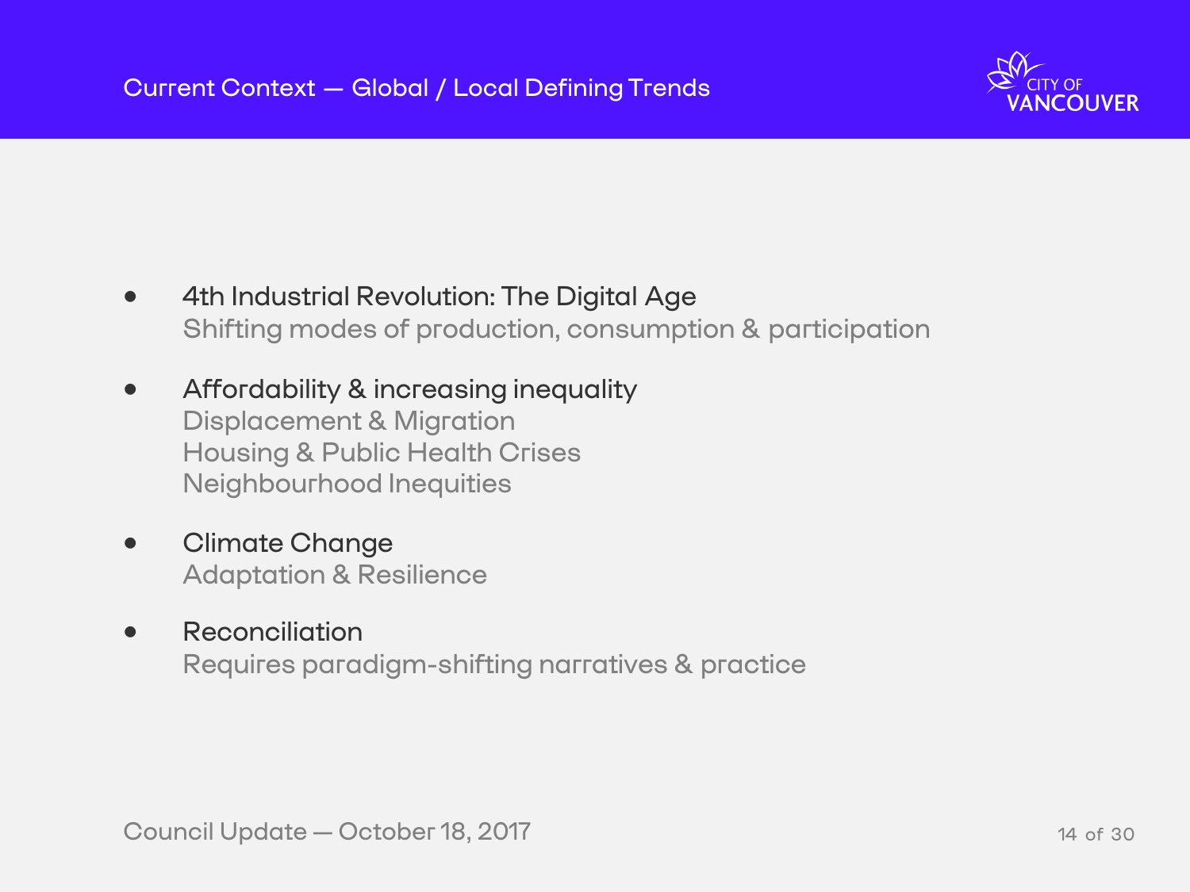## Current Context — Global / Local Defining Trends

- 4th Industrial Revolution: The Digital Age
  Shifting modes of production, consumption & participation

- Affordability & increasing inequality
  Displacement & Migration
  Housing & Public Health Crises
  Neighbourhood Inequities

- Climate Change
  Adaptation & Resilience

- Reconciliation
  Requires paradigm-shifting narratives & practice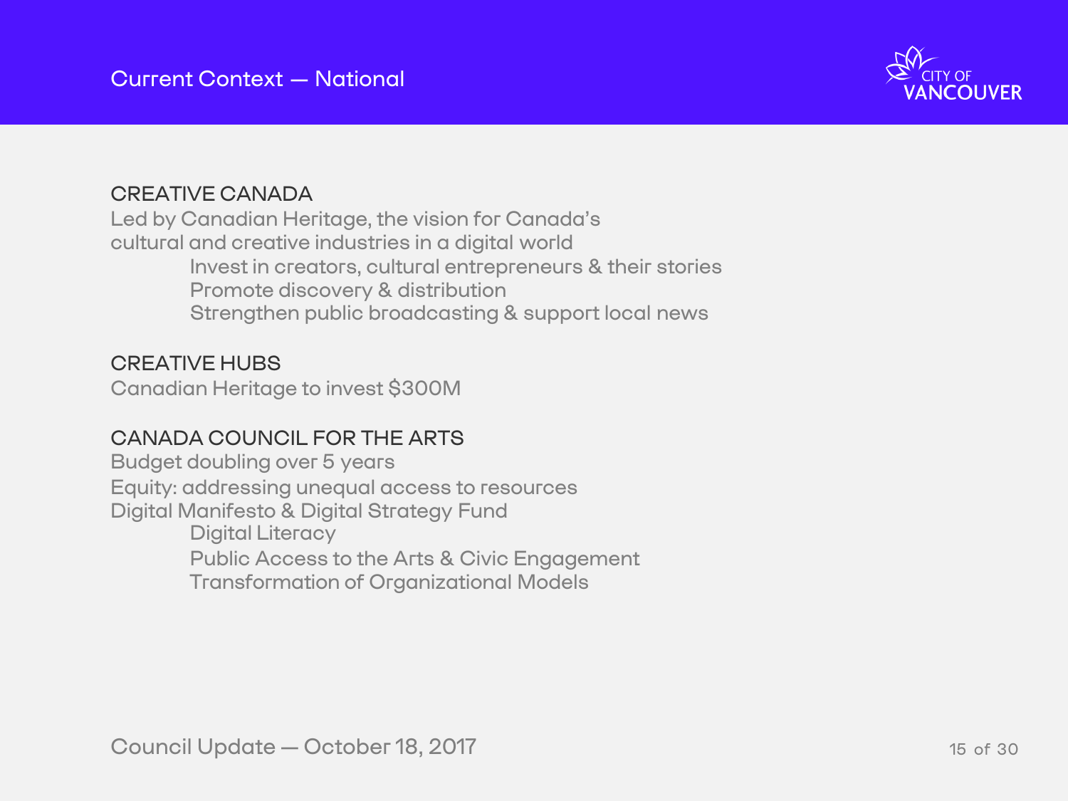# Current Context — National

## CREATIVE CANADA

Led by Canadian Heritage, the vision for Canada's cultural and creative industries in a digital world

- Invest in creators, cultural entrepreneurs & their stories
- Promote discovery & distribution
- Strengthen public broadcasting & support local news

## CREATIVE HUBS

Canadian Heritage to invest $300M

## CANADA COUNCIL FOR THE ARTS

Budget doubling over 5 years

Equity: addressing unequal access to resources

Digital Manifesto & Digital Strategy Fund

- Digital Literacy
- Public Access to the Arts & Civic Engagement
- Transformation of Organizational Models

Council Update — October 18, 2017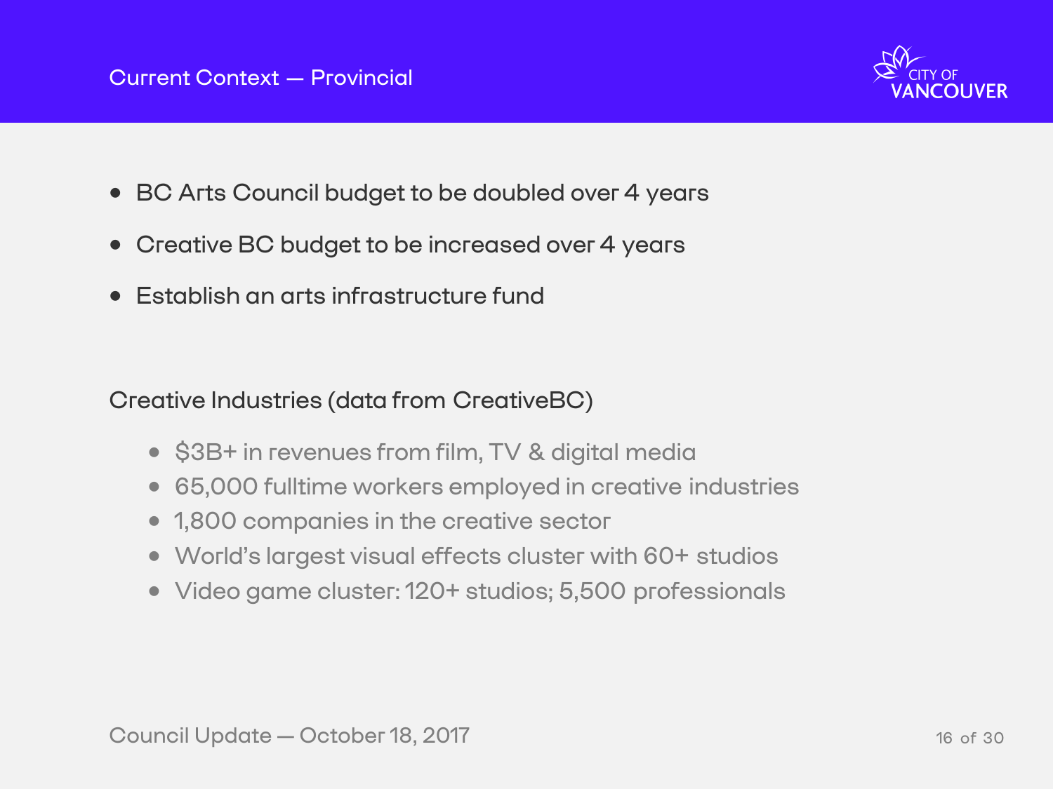# Current Context — Provincial

- BC Arts Council budget to be doubled over 4 years
- Creative BC budget to be increased over 4 years
- Establish an arts infrastructure fund

Creative Industries (data from CreativeBC)

- $3B+ in revenues from film, TV & digital media
- 65,000 fulltime workers employed in creative industries
- 1,800 companies in the creative sector
- World's largest visual effects cluster with 60+ studios
- Video game cluster: 120+ studios; 5,500 professionals

Council Update — October 18, 2017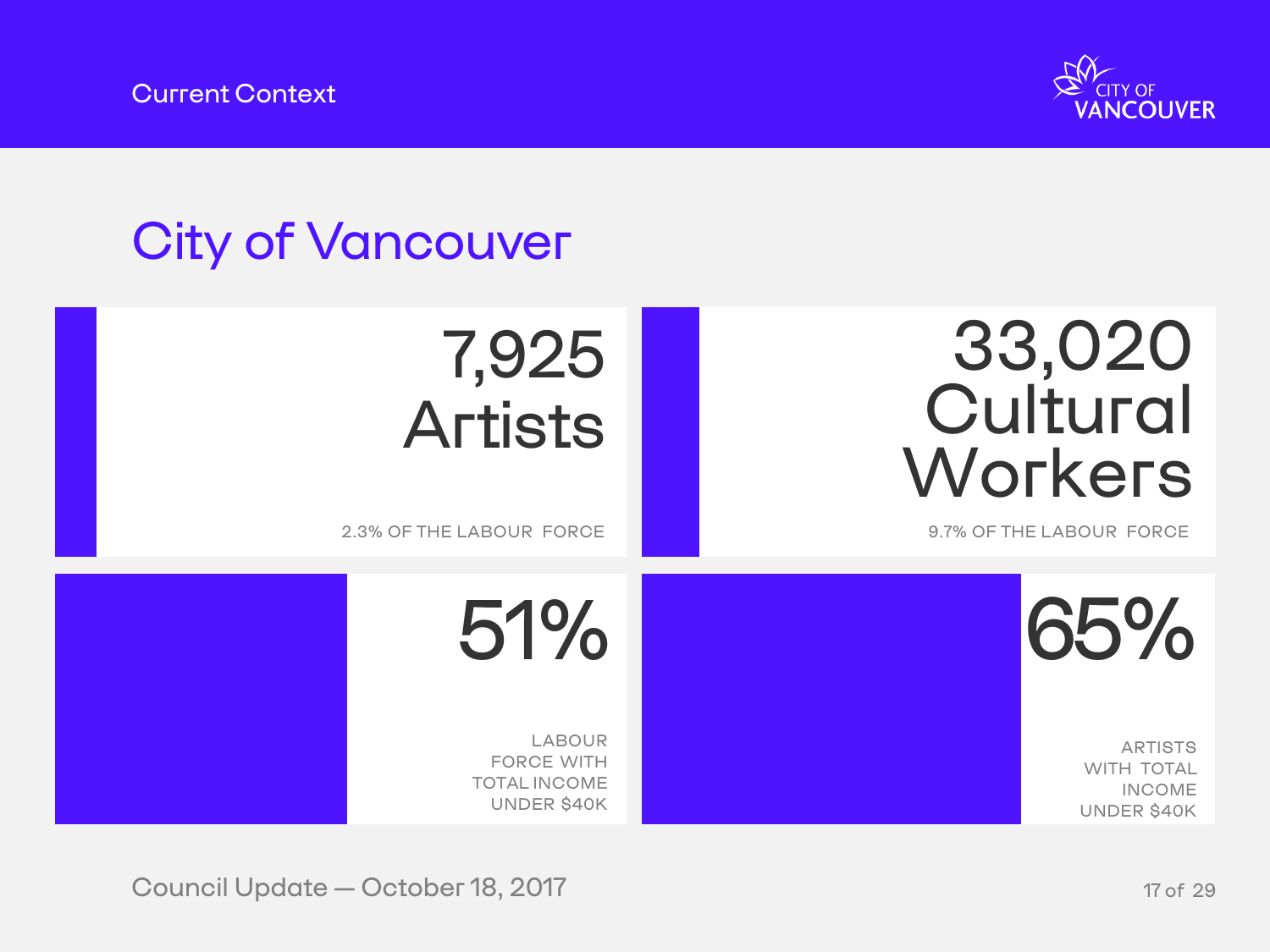Current Context

# City of Vancouver

**7,925 Artists**

2.3% OF THE LABOUR FORCE

**33,020 Cultural Workers**

9.7% OF THE LABOUR FORCE

**51%**

LABOUR FORCE WITH TOTAL INCOME UNDER $40K

**65%**

ARTISTS WITH TOTAL INCOME UNDER $40K

Council Update — October 18, 2017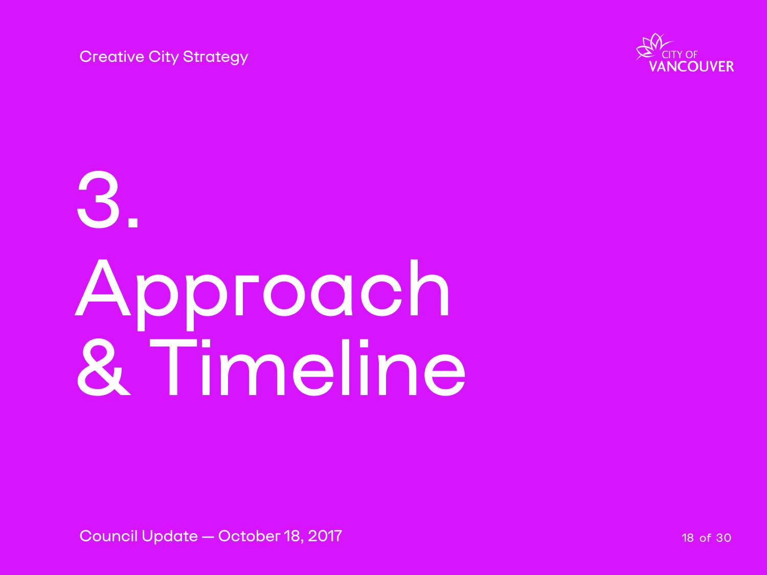# 3. Approach & Timeline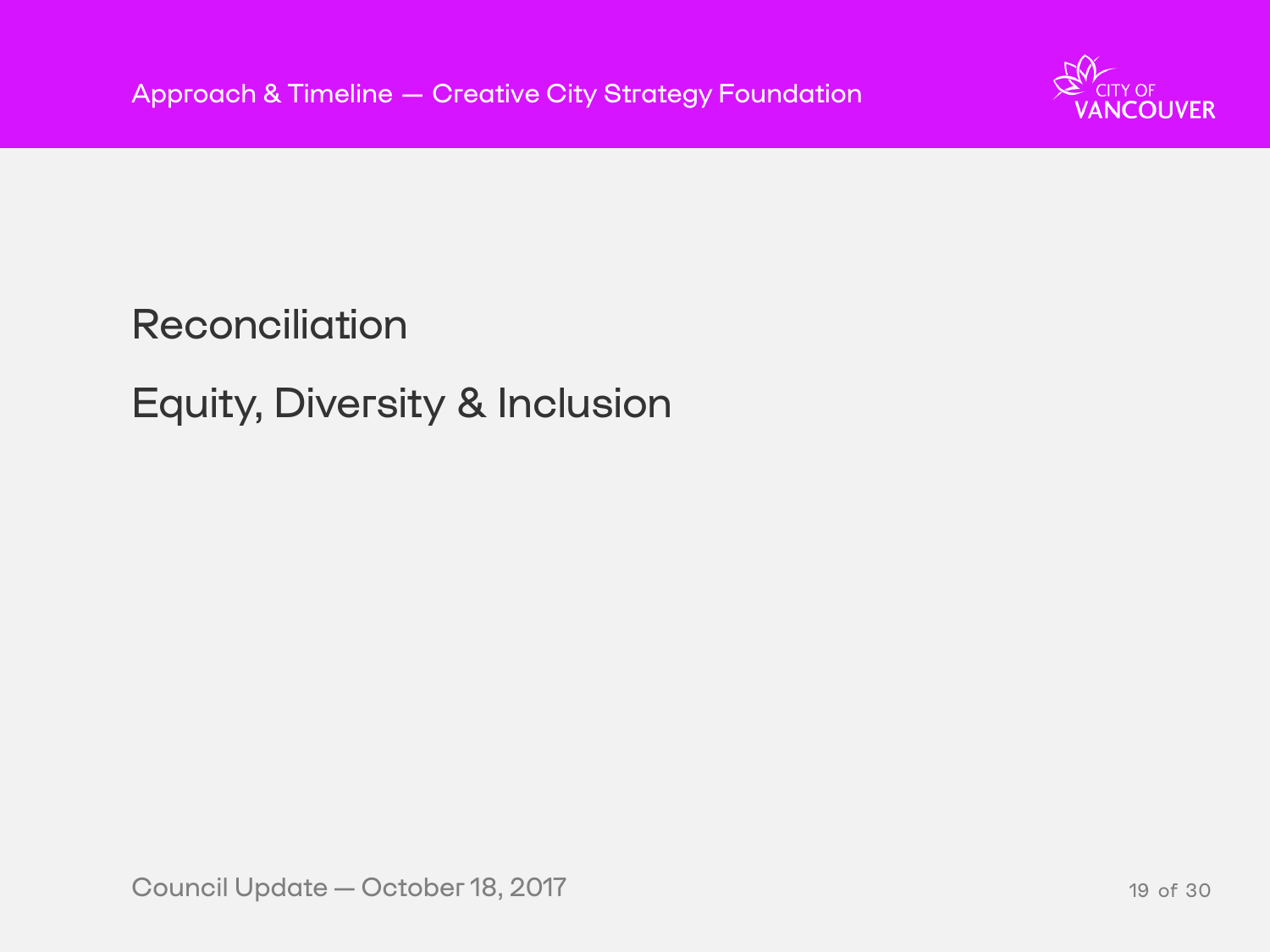Reconciliation

Equity, Diversity & Inclusion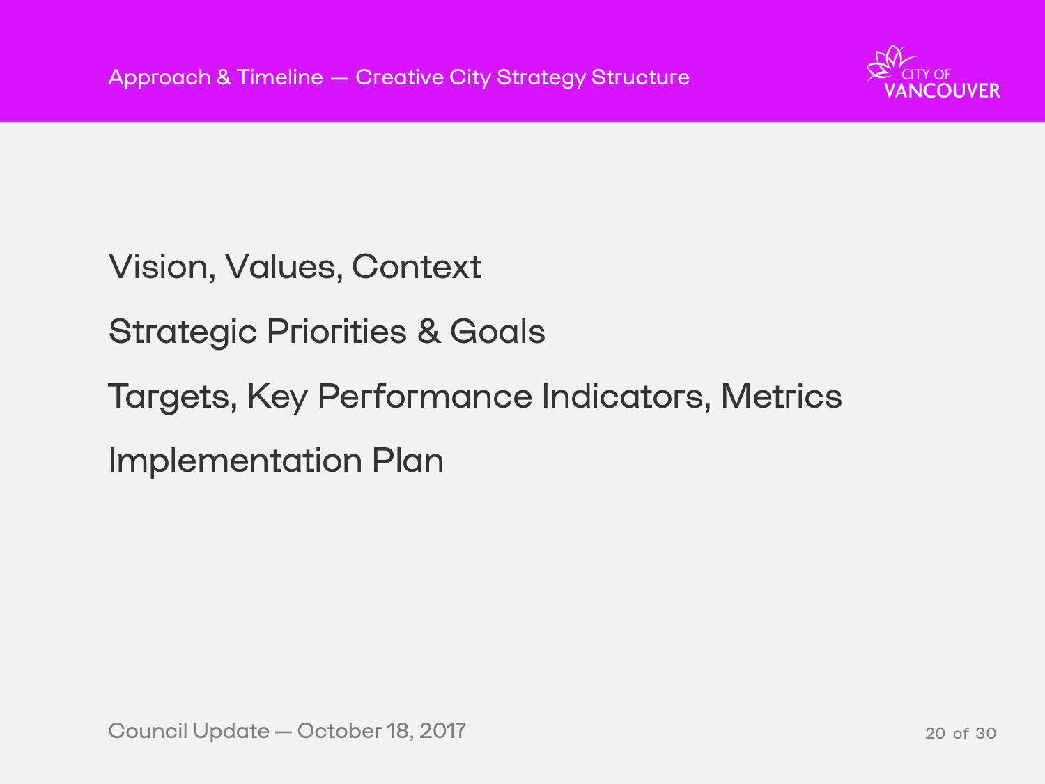# Approach & Timeline — Creative City Strategy Structure

Vision, Values, Context

Strategic Priorities & Goals

Targets, Key Performance Indicators, Metrics

Implementation Plan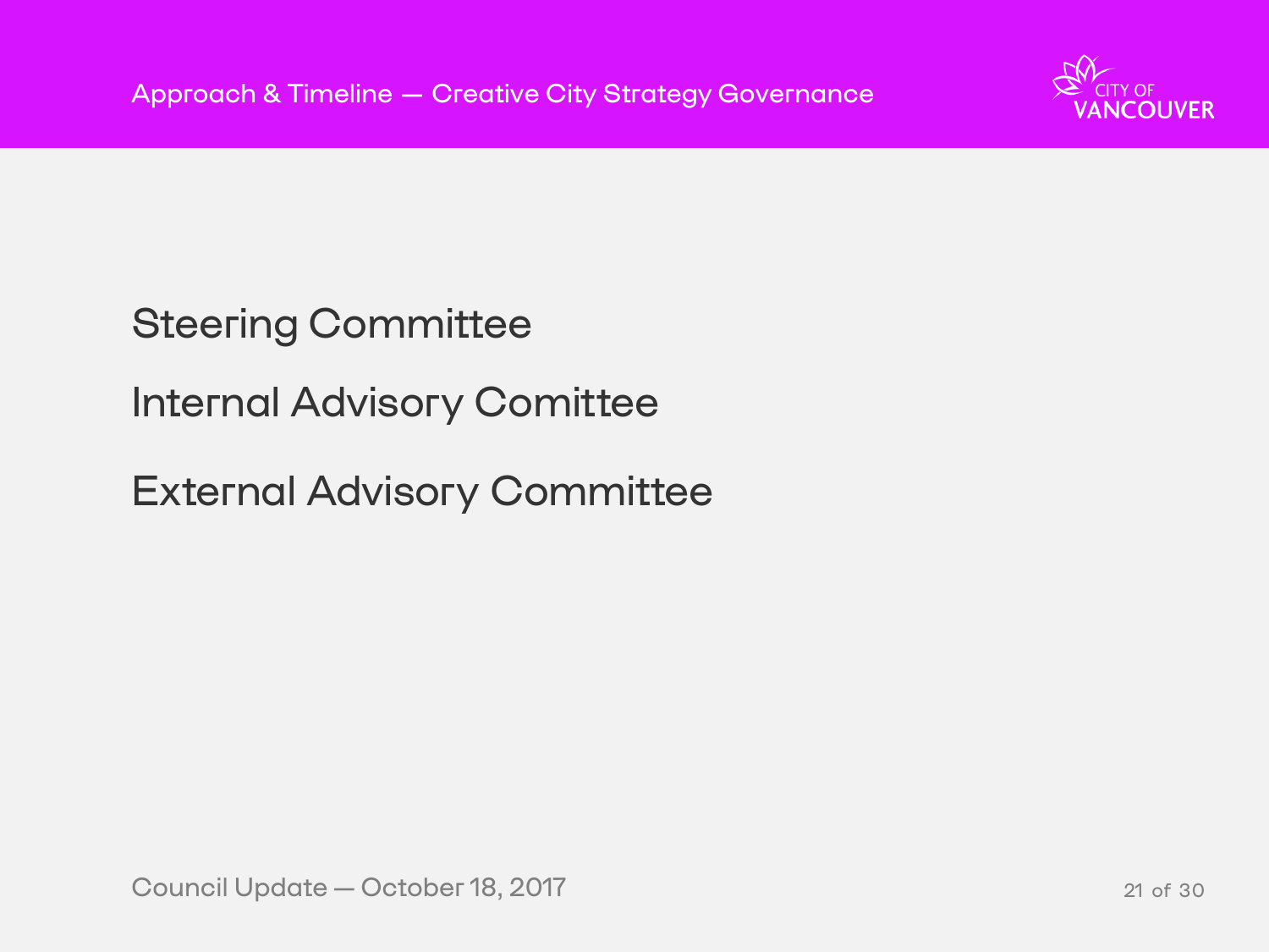## Approach & Timeline — Creative City Strategy Governance

Steering Committee

Internal Advisory Comittee

External Advisory Committee

Council Update — October 18, 2017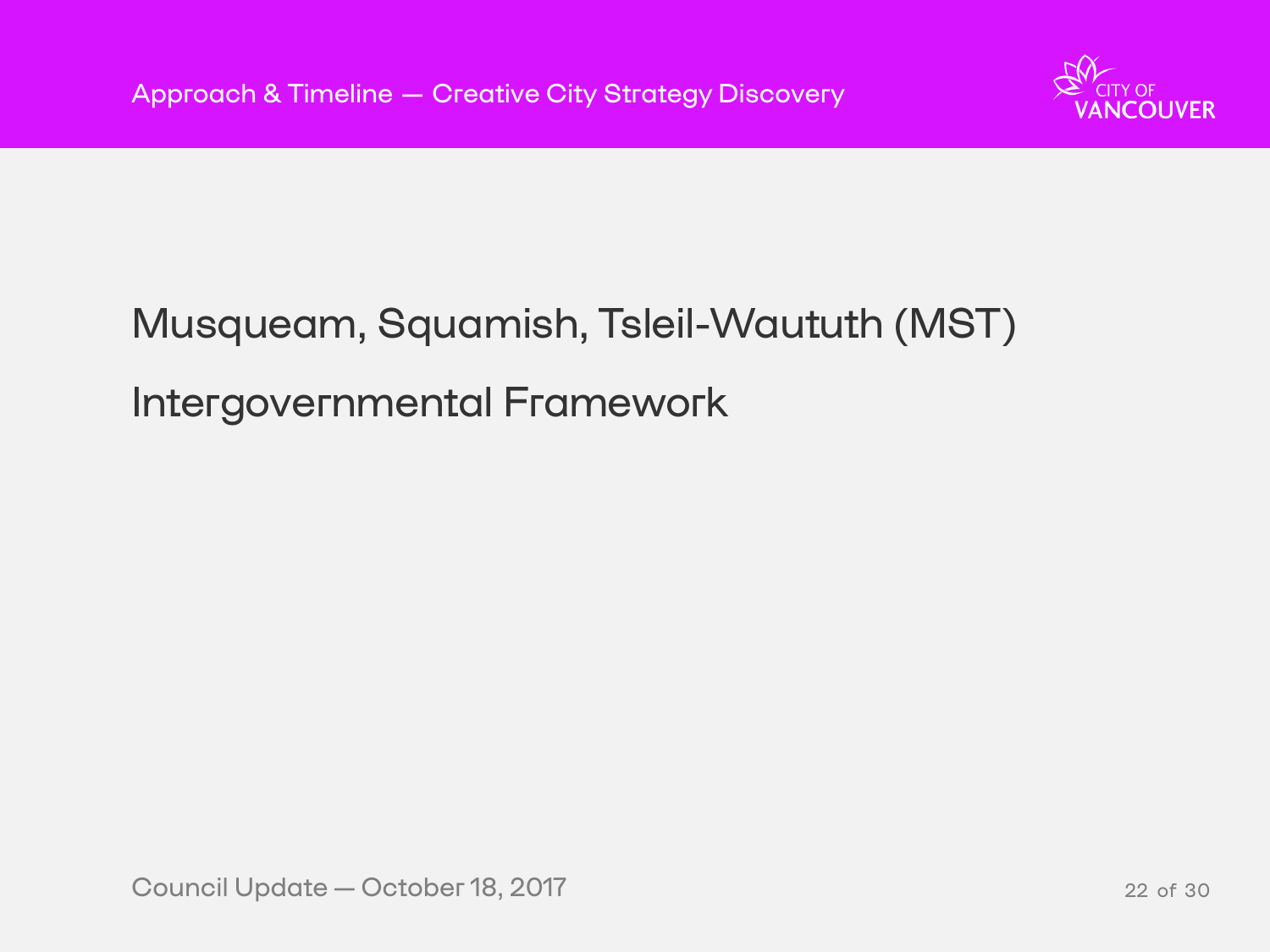# Musqueam, Squamish, Tsleil-Waututh (MST)

# Intergovernmental Framework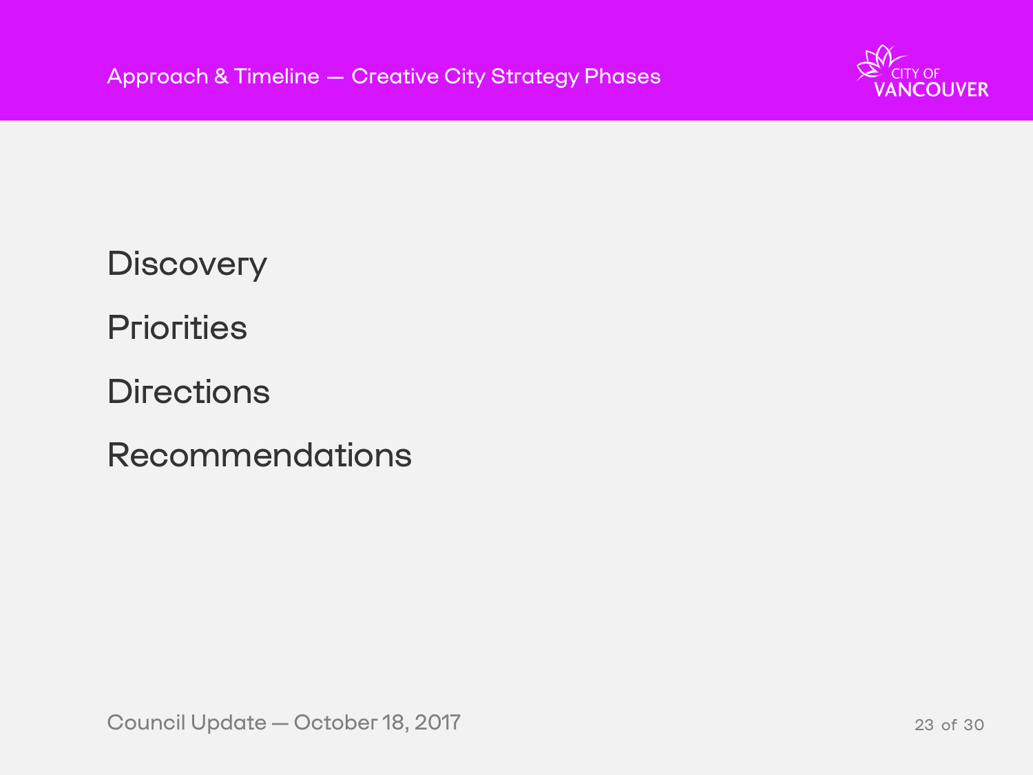## Approach & Timeline — Creative City Strategy Phases

Discovery

Priorities

Directions

Recommendations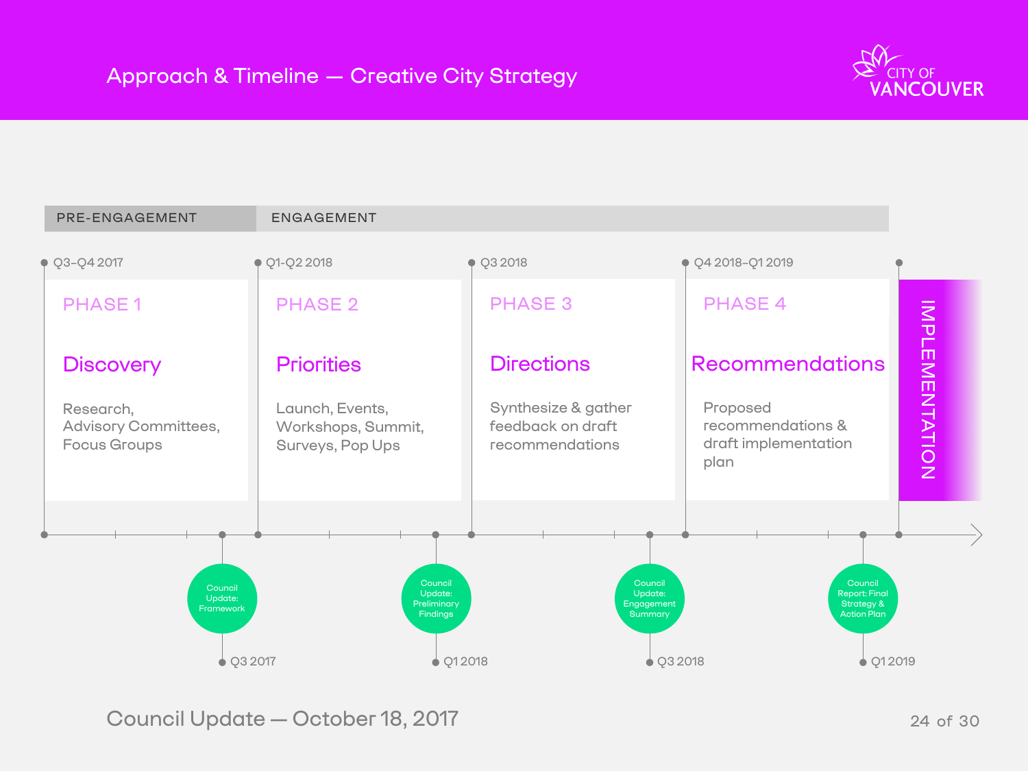# Approach & Timeline — Creative City Strategy

| PRE-ENGAGEMENT | ENGAGEMENT | | | |
|---|---|---|---|---|
| Q3–Q4 2017 | Q1-Q2 2018 | Q3 2018 | Q4 2018–Q1 2019 | |
| PHASE 1 | PHASE 2 | PHASE 3 | PHASE 4 | IMPLEMENTATION |
| **Discovery** | **Priorities** | **Directions** | **Recommendations** | |
| Research, Advisory Committees, Focus Groups | Launch, Events, Workshops, Summit, Surveys, Pop Ups | Synthesize & gather feedback on draft recommendations | Proposed recommendations & draft implementation plan | |

- Council Update: Framework — Q3 2017
- Council Update: Preliminary Findings — Q1 2018
- Council Update: Engagement Summary — Q3 2018
- Council Report: Final Strategy & Action Plan — Q1 2019

Council Update — October 18, 2017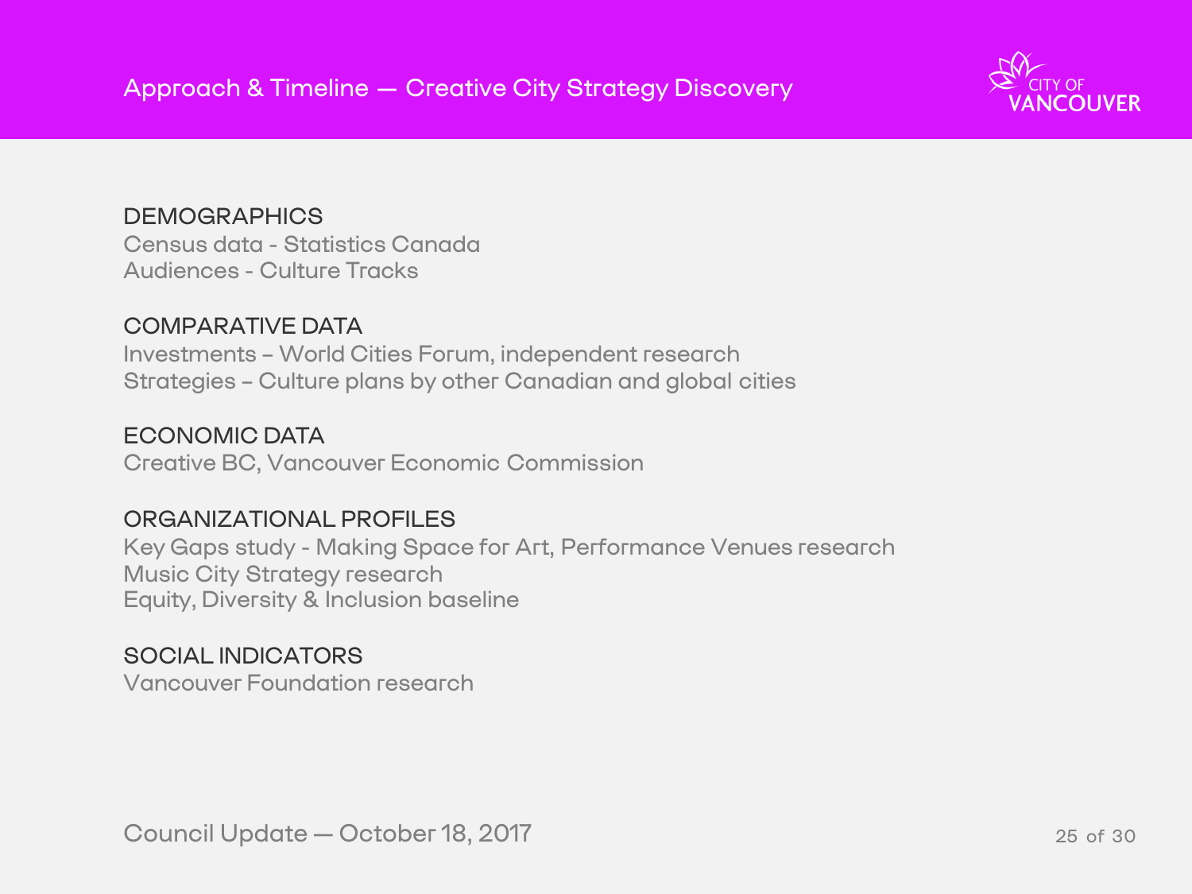# Approach & Timeline — Creative City Strategy Discovery

CITY OF VANCOUVER

### DEMOGRAPHICS

Census data - Statistics Canada
Audiences - Culture Tracks

### COMPARATIVE DATA

Investments – World Cities Forum, independent research
Strategies – Culture plans by other Canadian and global cities

### ECONOMIC DATA

Creative BC, Vancouver Economic Commission

### ORGANIZATIONAL PROFILES

Key Gaps study - Making Space for Art, Performance Venues research
Music City Strategy research
Equity, Diversity & Inclusion baseline

### SOCIAL INDICATORS

Vancouver Foundation research

Council Update — October 18, 2017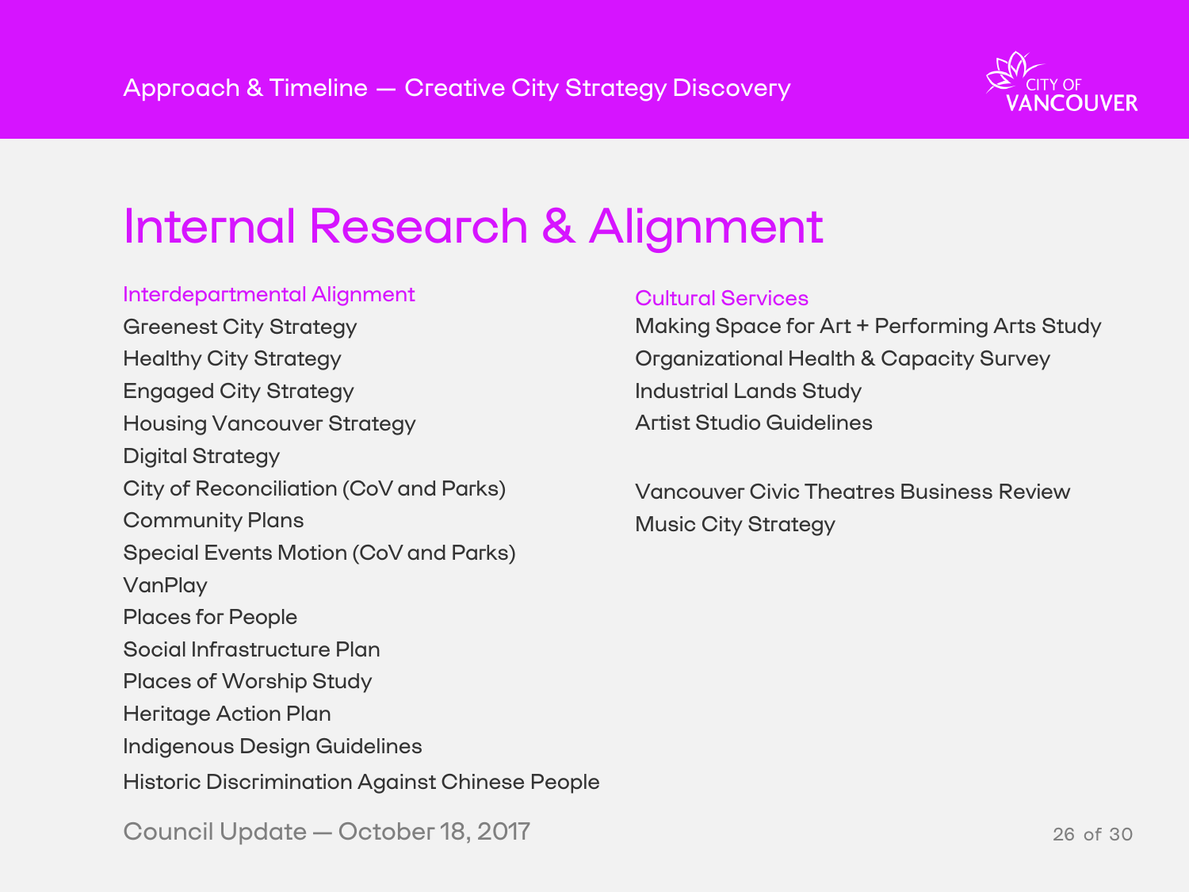# Internal Research & Alignment

### Interdepartmental Alignment

Greenest City Strategy
Healthy City Strategy
Engaged City Strategy
Housing Vancouver Strategy
Digital Strategy
City of Reconciliation (CoV and Parks)
Community Plans
Special Events Motion (CoV and Parks)
VanPlay
Places for People
Social Infrastructure Plan
Places of Worship Study
Heritage Action Plan
Indigenous Design Guidelines
Historic Discrimination Against Chinese People

### Cultural Services

Making Space for Art + Performing Arts Study
Organizational Health & Capacity Survey
Industrial Lands Study
Artist Studio Guidelines

Vancouver Civic Theatres Business Review
Music City Strategy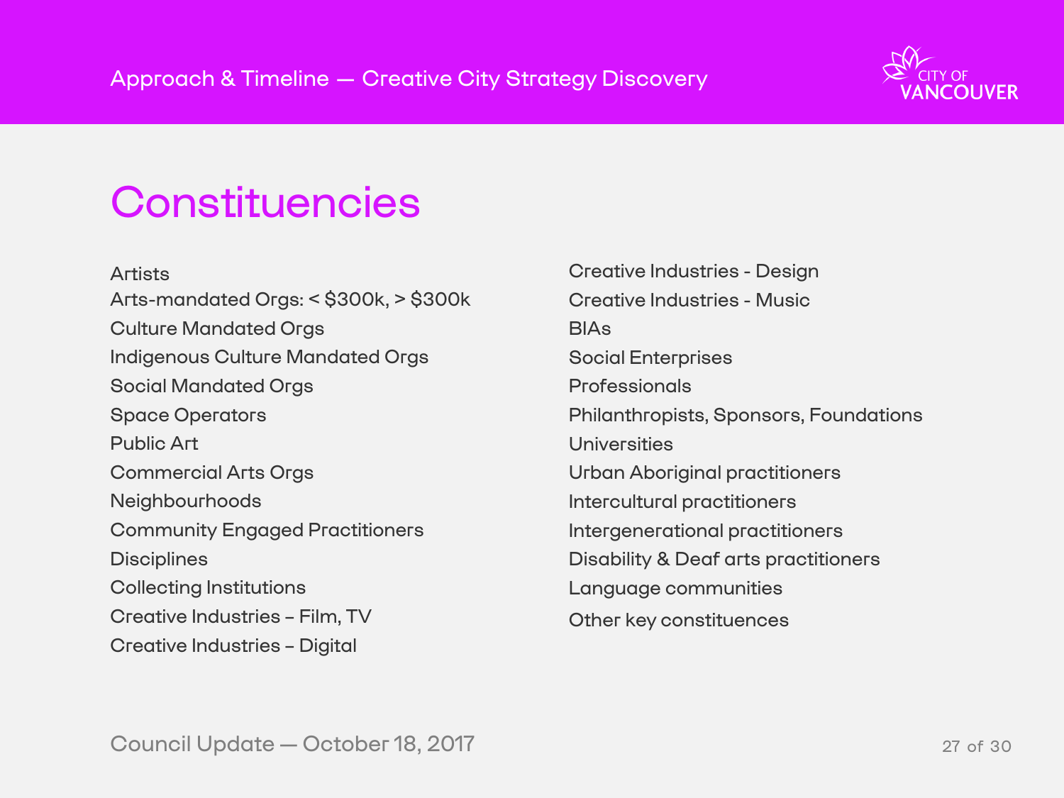# Constituencies

Artists
Arts-mandated Orgs: < $300k, > $300k
Culture Mandated Orgs
Indigenous Culture Mandated Orgs
Social Mandated Orgs
Space Operators
Public Art
Commercial Arts Orgs
Neighbourhoods
Community Engaged Practitioners
Disciplines
Collecting Institutions
Creative Industries – Film, TV
Creative Industries – Digital
Creative Industries - Design
Creative Industries - Music
BIAs
Social Enterprises
Professionals
Philanthropists, Sponsors, Foundations
Universities
Urban Aboriginal practitioners
Intercultural practitioners
Intergenerational practitioners
Disability & Deaf arts practitioners
Language communities
Other key constituences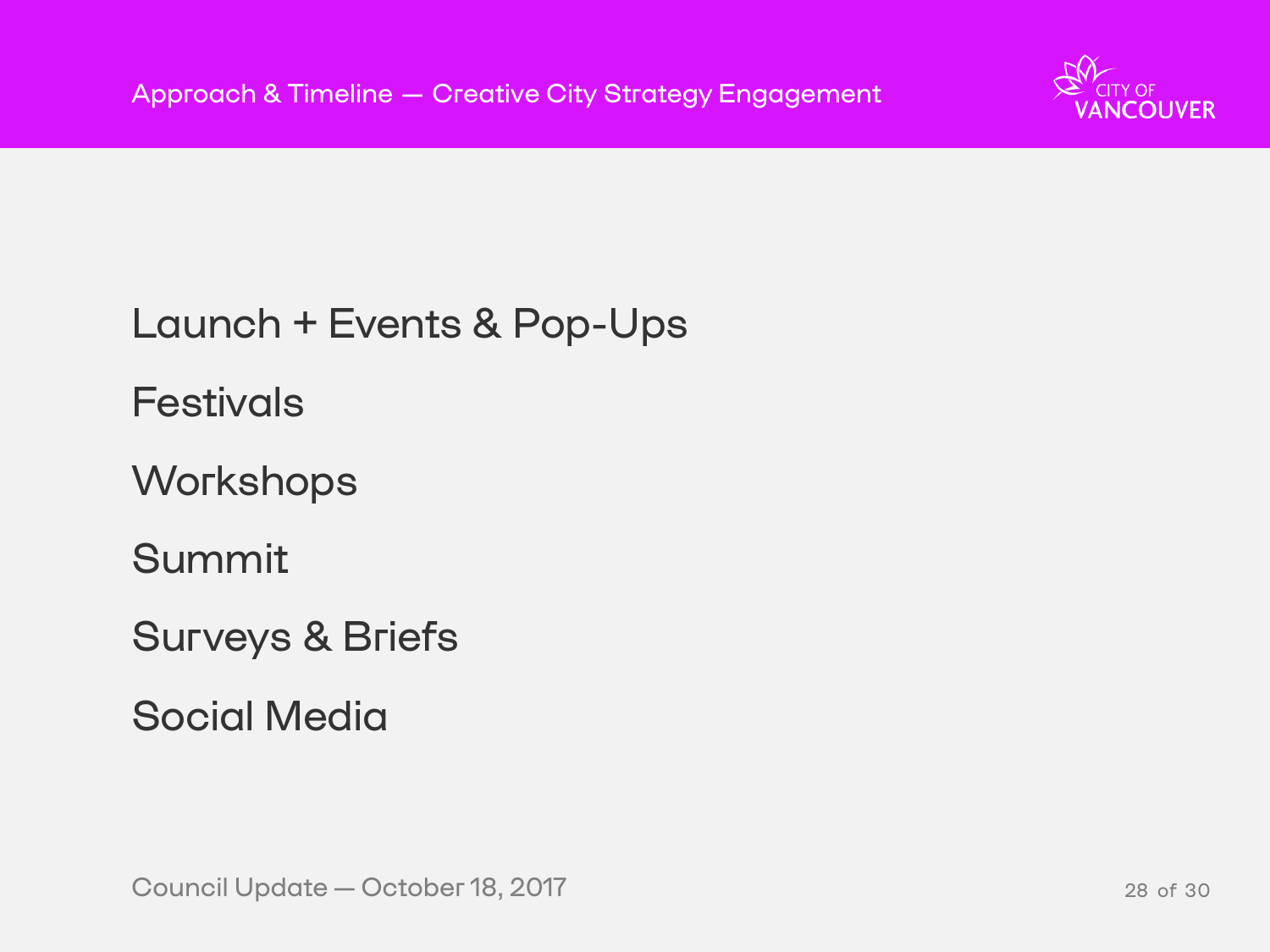# Approach & Timeline — Creative City Strategy Engagement

Launch + Events & Pop-Ups

Festivals

Workshops

Summit

Surveys & Briefs

Social Media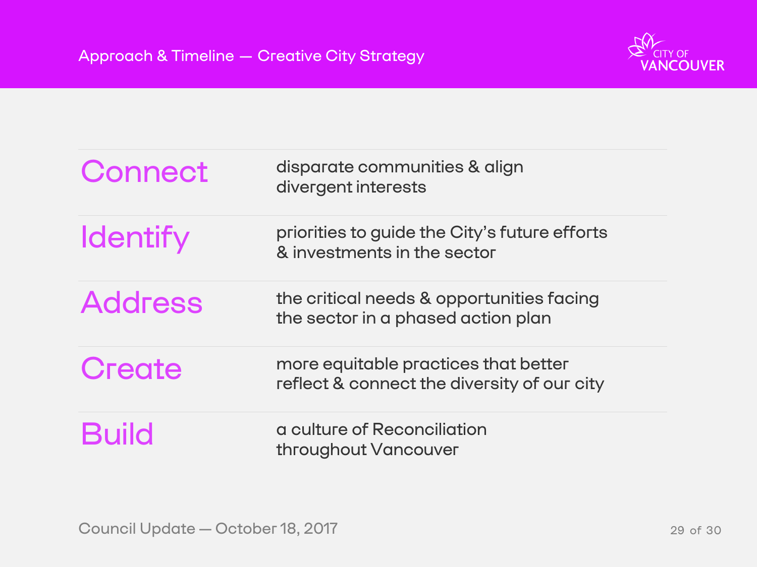## Approach & Timeline — Creative City Strategy

| | |
|---|---|
| **Connect** | disparate communities & align divergent interests |
| **Identify** | priorities to guide the City's future efforts & investments in the sector |
| **Address** | the critical needs & opportunities facing the sector in a phased action plan |
| **Create** | more equitable practices that better reflect & connect the diversity of our city |
| **Build** | a culture of Reconciliation throughout Vancouver |

Council Update — October 18, 2017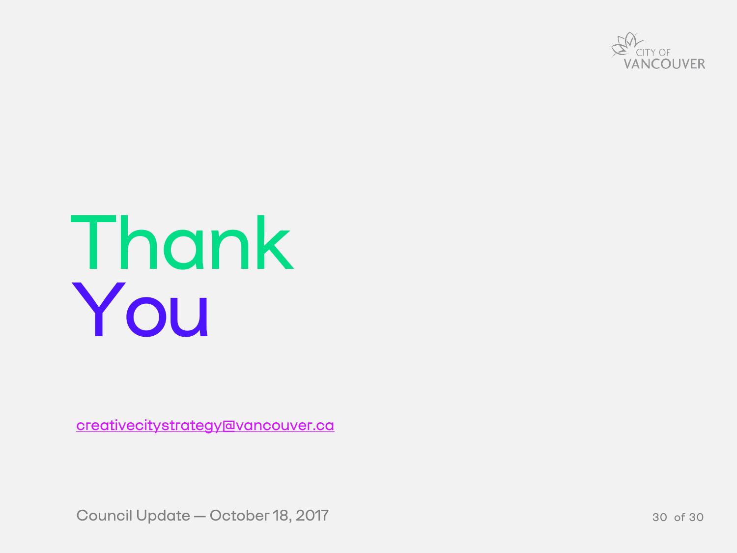# Thank You

creativecitystrategy@vancouver.ca